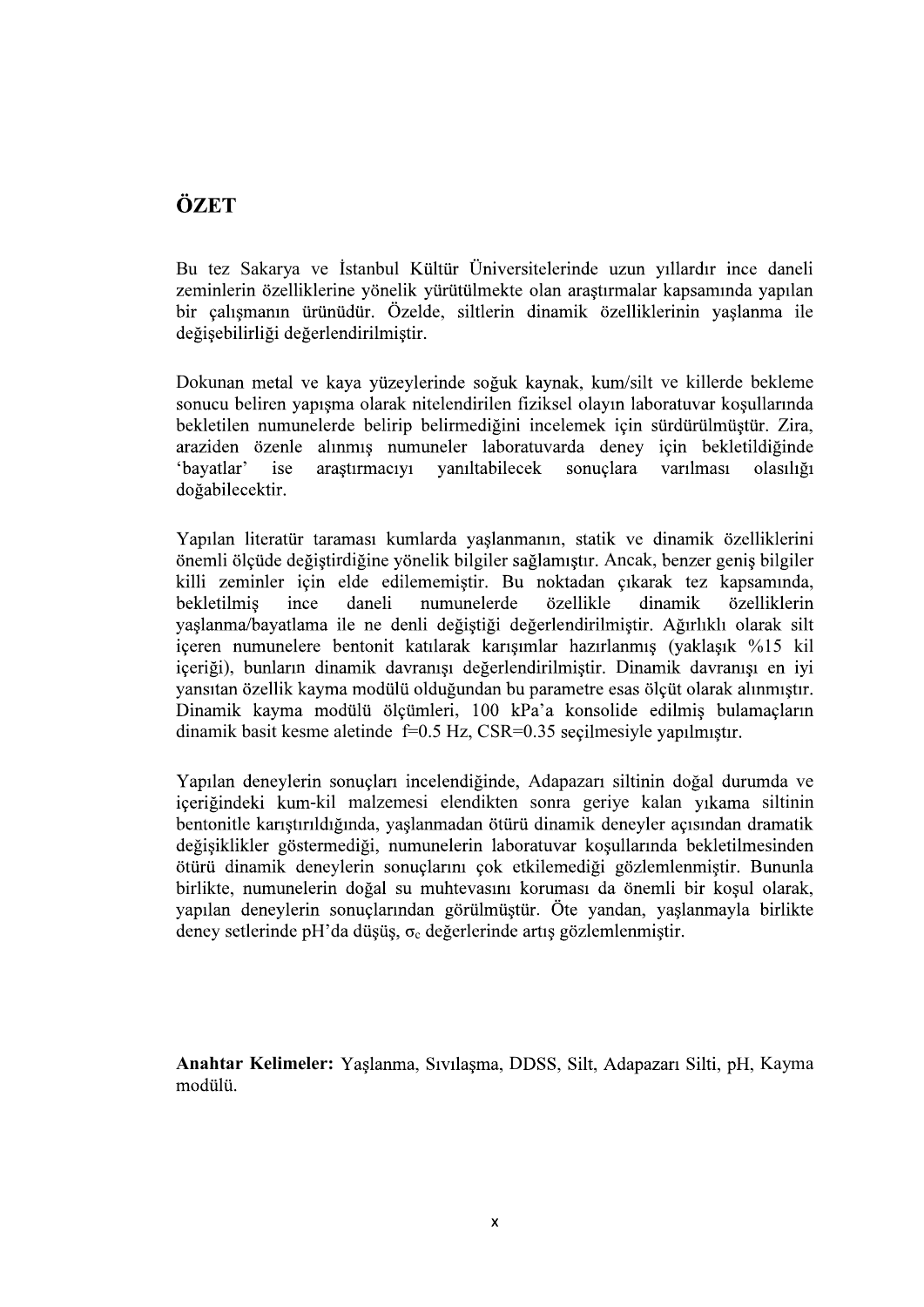# ÖZET

Bu tez Sakarya ve İstanbul Kültür Üniversitelerinde uzun yıllardır ince daneli zeminlerin özelliklerine yönelik yürütülmekte olan araştırmalar kapsamında yapılan bir çalışmanın ürünüdür. Özelde, siltlerin dinamik özelliklerinin yaşlanma ile değişebilirliği değerlendirilmiştir.

Dokunan metal ve kaya yüzeylerinde soğuk kaynak, kum/silt ve killerde bekleme sonucu beliren yapışma olarak nitelendirilen fiziksel olayın laboratuvar koşullarında bekletilen numunelerde belirip belirmediğini incelemek için sürdürülmüştür. Zira, araziden özenle alınmış numuneler laboratuvarda deney için bekletildiğinde 'bayatlar' ise araştırmacıyı yanıltabilecek sonuçlara varılması olasılığı doğabilecektir.

Yapılan literatür taraması kumlarda yaşlanmanın, statik ve dinamik özelliklerini önemli ölçüde değiştirdiğine yönelik bilgiler sağlamıştır. Ancak, benzer geniş bilgiler killi zeminler için elde edilememiştir. Bu noktadan çıkarak tez kapsamında, bekletilmiş ince daneli numunelerde özellikle dinamik özelliklerin yaşlanma/bayatlama ile ne denli değiştiği değerlendirilmiştir. Ağırlıklı olarak silt içeren numunelere bentonit katılarak karışımlar hazırlanmış (yaklaşık %15 kil içeriği), bunların dinamik davranışı değerlendirilmiştir. Dinamik davranışı en iyi yansıtan özellik kayma modülü olduğundan bu parametre esas ölçüt olarak alınmıştır. Dinamik kayma modülü ölçümleri, 100 kPa'a konsolide edilmiş bulamaçların dinamik basit kesme aletinde f=0.5 Hz, CSR=0.35 seçilmesiyle yapılmıştır.

Yapılan deneylerin sonuçları incelendiğinde, Adapazarı siltinin doğal durumda ve içeriğindeki kum-kil malzemesi elendikten sonra geriye kalan yıkama siltinin bentonitle karıştırıldığında, yaşlanmadan ötürü dinamik deneyler açısından dramatik değişiklikler göstermediği, numunelerin laboratuvar koşullarında bekletilmesinden ötürü dinamik deneylerin sonuçlarını çok etkilemediği gözlemlenmiştir. Bununla birlikte, numunelerin doğal su muhtevasını koruması da önemli bir koşul olarak, yapılan deneylerin sonuçlarından görülmüştür. Öte yandan, yaşlanmayla birlikte deney setlerinde pH'da düşüş, $\sigma_c$ değerlerinde artış gözlemlenmiştir.

**Anahtar Kelimeler:** Yaşlanma, Sıvılaşma, DDSS, Silt, Adapazarı Silti, pH, Kayma modülü.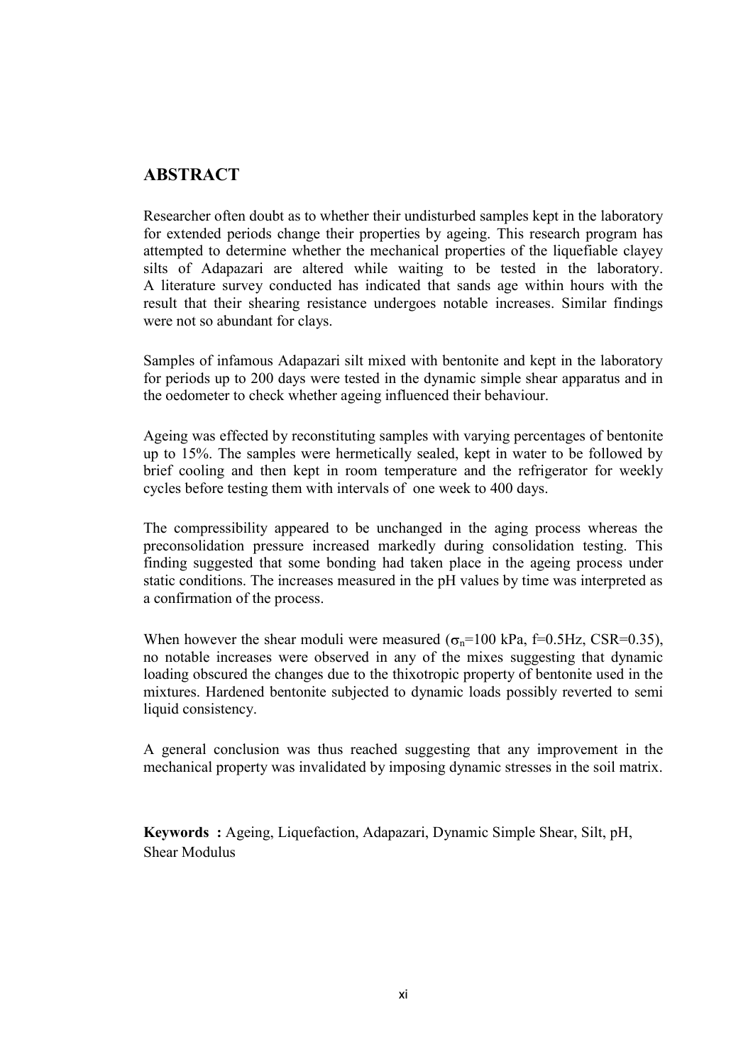## ABSTRACT

Researcher often doubt as to whether their undisturbed samples kept in the laboratory for extended periods change their properties by ageing. This research program has attempted to determine whether the mechanical properties of the liquefiable clayey silts of Adapazari are altered while waiting to be tested in the laboratory. A literature survey conducted has indicated that sands age within hours with the result that their shearing resistance undergoes notable increases. Similar findings were not so abundant for clays.

Samples of infamous Adapazari silt mixed with bentonite and kept in the laboratory for periods up to 200 days were tested in the dynamic simple shear apparatus and in the oedometer to check whether ageing influenced their behaviour.

Ageing was effected by reconstituting samples with varying percentages of bentonite up to 15%. The samples were hermetically sealed, kept in water to be followed by brief cooling and then kept in room temperature and the refrigerator for weekly cycles before testing them with intervals of one week to 400 days.

The compressibility appeared to be unchanged in the aging process whereas the preconsolidation pressure increased markedly during consolidation testing. This finding suggested that some bonding had taken place in the ageing process under static conditions. The increases measured in the pH values by time was interpreted as a confirmation of the process.

When however the shear moduli were measured ($\sigma_n$=100 kPa, f=0.5Hz, CSR=0.35), no notable increases were observed in any of the mixes suggesting that dynamic loading obscured the changes due to the thixotropic property of bentonite used in the mixtures. Hardened bentonite subjected to dynamic loads possibly reverted to semi liquid consistency.

A general conclusion was thus reached suggesting that any improvement in the mechanical property was invalidated by imposing dynamic stresses in the soil matrix.

**Keywords :** Ageing, Liquefaction, Adapazari, Dynamic Simple Shear, Silt, pH, Shear Modulus